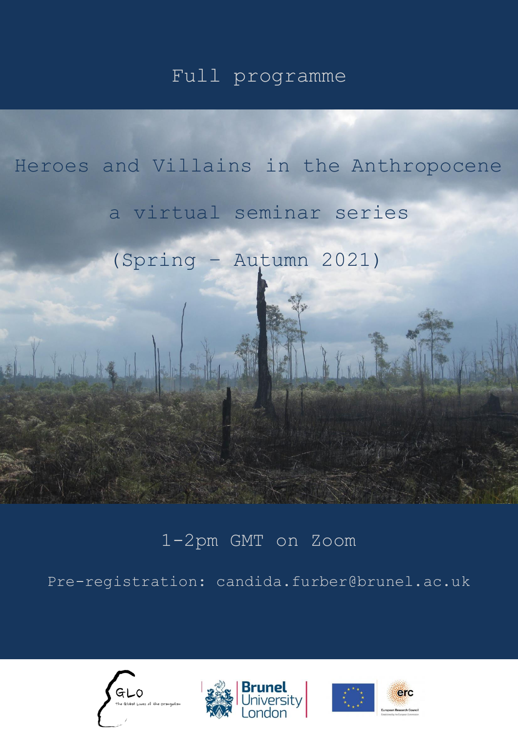Full programme

# Heroes and Villains in the Anthropocene

## a virtual seminar series

## (Spring – Autumn 2021)

1-2pm GMT on Zoom

Pre-registration: candida.furber@brunel.ac.uk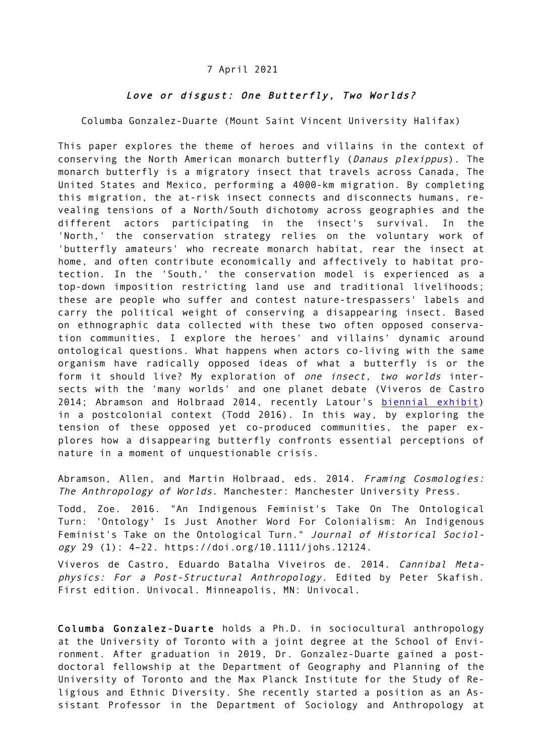7 April 2021

## *Love or disgust: One Butterfly, Two Worlds?*

Columba Gonzalez-Duarte (Mount Saint Vincent University Halifax)

This paper explores the theme of heroes and villains in the context of conserving the North American monarch butterfly (*Danaus plexippus*). The monarch butterfly is a migratory insect that travels across Canada, The United States and Mexico, performing a 4000-km migration. By completing this migration, the at-risk insect connects and disconnects humans, revealing tensions of a North/South dichotomy across geographies and the different actors participating in the insect's survival. In the 'North,' the conservation strategy relies on the voluntary work of 'butterfly amateurs' who recreate monarch habitat, rear the insect at home, and often contribute economically and affectively to habitat protection. In the 'South,' the conservation model is experienced as a top-down imposition restricting land use and traditional livelihoods; these are people who suffer and contest nature-trespassers' labels and carry the political weight of conserving a disappearing insect. Based on ethnographic data collected with these two often opposed conservation communities, I explore the heroes' and villains' dynamic around ontological questions. What happens when actors co-living with the same organism have radically opposed ideas of what a butterfly is or the form it should live? My exploration of *one insect, two worlds* intersects with the 'many worlds' and one planet debate (Viveros de Castro 2014; Abramson and Holbraad 2014, recently Latour's biennial exhibit) in a postcolonial context (Todd 2016). In this way, by exploring the tension of these opposed yet co-produced communities, the paper explores how a disappearing butterfly confronts essential perceptions of nature in a moment of unquestionable crisis.

Abramson, Allen, and Martin Holbraad, eds. 2014. *Framing Cosmologies: The Anthropology of Worlds*. Manchester: Manchester University Press.

Todd, Zoe. 2016. "An Indigenous Feminist's Take On The Ontological Turn: 'Ontology' Is Just Another Word For Colonialism: An Indigenous Feminist's Take on the Ontological Turn." *Journal of Historical Sociology* 29 (1): 4–22. https://doi.org/10.1111/johs.12124.

Viveros de Castro, Eduardo Batalha Viveiros de. 2014. *Cannibal Metaphysics: For a Post-Structural Anthropology*. Edited by Peter Skafish. First edition. Univocal. Minneapolis, MN: Univocal.

**Columba Gonzalez-Duarte** holds a Ph.D. in sociocultural anthropology at the University of Toronto with a joint degree at the School of Environment. After graduation in 2019, Dr. Gonzalez-Duarte gained a postdoctoral fellowship at the Department of Geography and Planning of the University of Toronto and the Max Planck Institute for the Study of Religious and Ethnic Diversity. She recently started a position as an Assistant Professor in the Department of Sociology and Anthropology at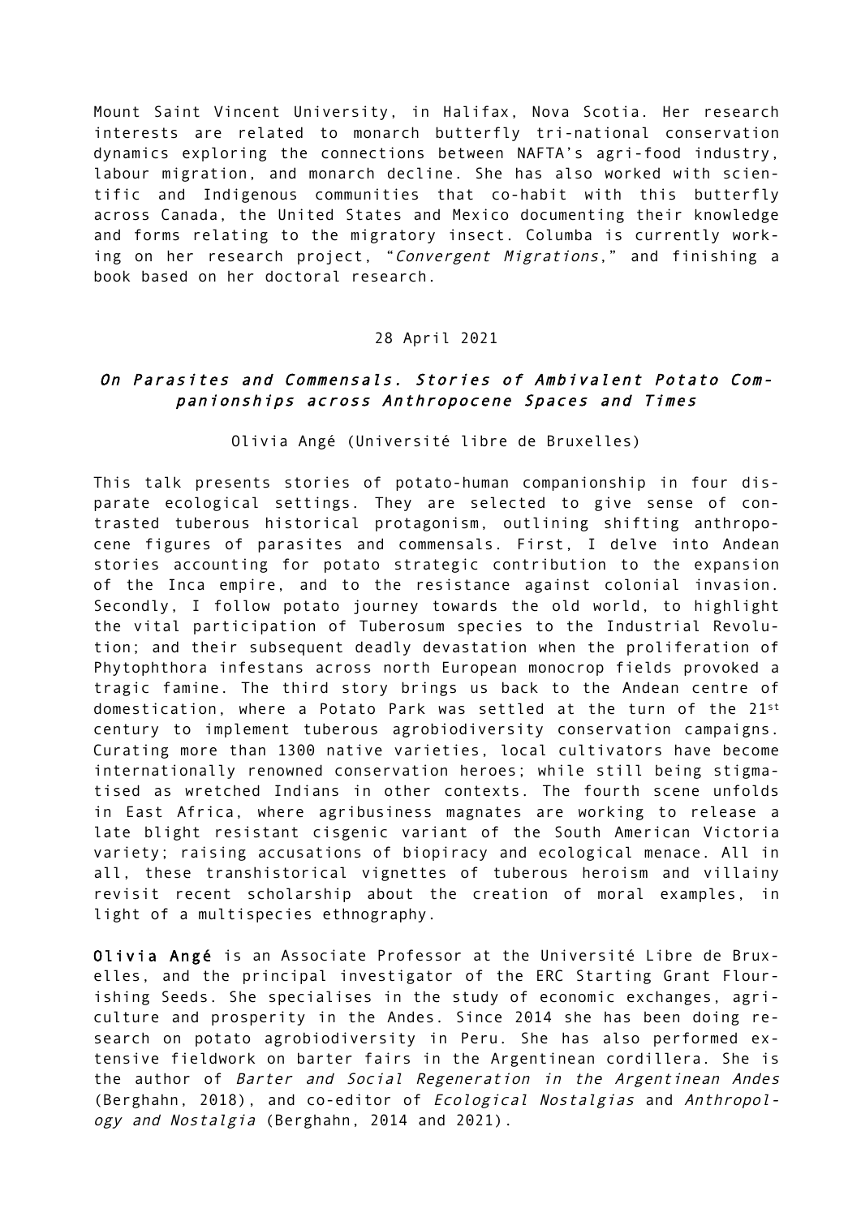Mount Saint Vincent University, in Halifax, Nova Scotia. Her research interests are related to monarch butterfly tri-national conservation dynamics exploring the connections between NAFTA's agri-food industry, labour migration, and monarch decline. She has also worked with scientific and Indigenous communities that co-habit with this butterfly across Canada, the United States and Mexico documenting their knowledge and forms relating to the migratory insect. Columba is currently working on her research project, "*Convergent Migrations*," and finishing a book based on her doctoral research.

28 April 2021

### *On Parasites and Commensals. Stories of Ambivalent Potato Companionships across Anthropocene Spaces and Times*

Olivia Angé (Université libre de Bruxelles)

This talk presents stories of potato-human companionship in four disparate ecological settings. They are selected to give sense of contrasted tuberous historical protagonism, outlining shifting anthropocene figures of parasites and commensals. First, I delve into Andean stories accounting for potato strategic contribution to the expansion of the Inca empire, and to the resistance against colonial invasion. Secondly, I follow potato journey towards the old world, to highlight the vital participation of Tuberosum species to the Industrial Revolution; and their subsequent deadly devastation when the proliferation of Phytophthora infestans across north European monocrop fields provoked a tragic famine. The third story brings us back to the Andean centre of domestication, where a Potato Park was settled at the turn of the 21st century to implement tuberous agrobiodiversity conservation campaigns. Curating more than 1300 native varieties, local cultivators have become internationally renowned conservation heroes; while still being stigmatised as wretched Indians in other contexts. The fourth scene unfolds in East Africa, where agribusiness magnates are working to release a late blight resistant cisgenic variant of the South American Victoria variety; raising accusations of biopiracy and ecological menace. All in all, these transhistorical vignettes of tuberous heroism and villainy revisit recent scholarship about the creation of moral examples, in light of a multispecies ethnography.

**Olivia Angé** is an Associate Professor at the Université Libre de Bruxelles, and the principal investigator of the ERC Starting Grant Flourishing Seeds. She specialises in the study of economic exchanges, agriculture and prosperity in the Andes. Since 2014 she has been doing research on potato agrobiodiversity in Peru. She has also performed extensive fieldwork on barter fairs in the Argentinean cordillera. She is the author of *Barter and Social Regeneration in the Argentinean Andes* (Berghahn, 2018), and co-editor of *Ecological Nostalgias* and *Anthropology and Nostalgia* (Berghahn, 2014 and 2021).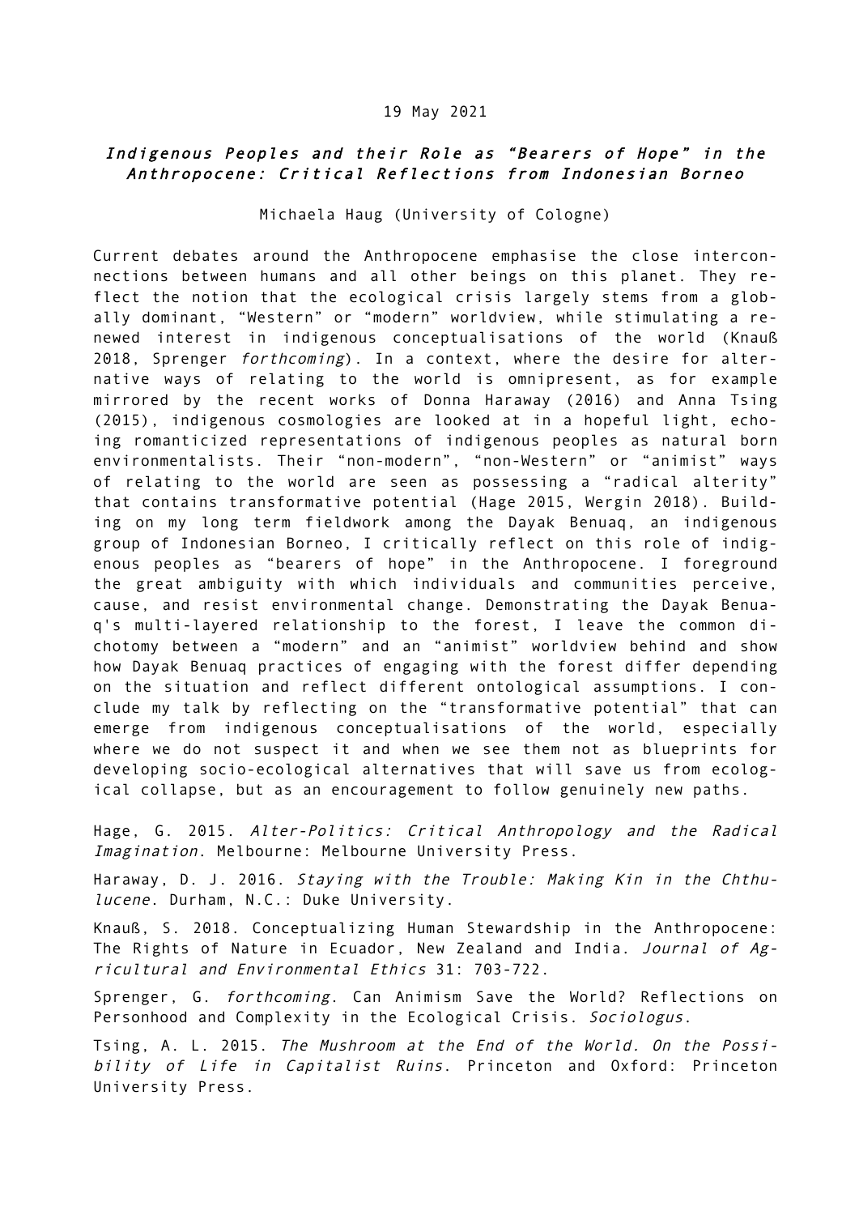19 May 2021

## *Indigenous Peoples and their Role as "Bearers of Hope" in the Anthropocene: Critical Reflections from Indonesian Borneo*

Michaela Haug (University of Cologne)

Current debates around the Anthropocene emphasise the close interconnections between humans and all other beings on this planet. They reflect the notion that the ecological crisis largely stems from a globally dominant, "Western" or "modern" worldview, while stimulating a renewed interest in indigenous conceptualisations of the world (Knauß 2018, Sprenger *forthcoming*). In a context, where the desire for alternative ways of relating to the world is omnipresent, as for example mirrored by the recent works of Donna Haraway (2016) and Anna Tsing (2015), indigenous cosmologies are looked at in a hopeful light, echoing romanticized representations of indigenous peoples as natural born environmentalists. Their "non-modern", "non-Western" or "animist" ways of relating to the world are seen as possessing a "radical alterity" that contains transformative potential (Hage 2015, Wergin 2018). Building on my long term fieldwork among the Dayak Benuaq, an indigenous group of Indonesian Borneo, I critically reflect on this role of indigenous peoples as "bearers of hope" in the Anthropocene. I foreground the great ambiguity with which individuals and communities perceive, cause, and resist environmental change. Demonstrating the Dayak Benuaq's multi-layered relationship to the forest, I leave the common dichotomy between a "modern" and an "animist" worldview behind and show how Dayak Benuaq practices of engaging with the forest differ depending on the situation and reflect different ontological assumptions. I conclude my talk by reflecting on the "transformative potential" that can emerge from indigenous conceptualisations of the world, especially where we do not suspect it and when we see them not as blueprints for developing socio-ecological alternatives that will save us from ecological collapse, but as an encouragement to follow genuinely new paths.

Hage, G. 2015. *Alter-Politics: Critical Anthropology and the Radical Imagination*. Melbourne: Melbourne University Press.

Haraway, D. J. 2016. *Staying with the Trouble: Making Kin in the Chthulucene*. Durham, N.C.: Duke University.

Knauß, S. 2018. Conceptualizing Human Stewardship in the Anthropocene: The Rights of Nature in Ecuador, New Zealand and India. *Journal of Agricultural and Environmental Ethics* 31: 703-722.

Sprenger, G. *forthcoming*. Can Animism Save the World? Reflections on Personhood and Complexity in the Ecological Crisis. *Sociologus*.

Tsing, A. L. 2015. *The Mushroom at the End of the World. On the Possibility of Life in Capitalist Ruins*. Princeton and Oxford: Princeton University Press.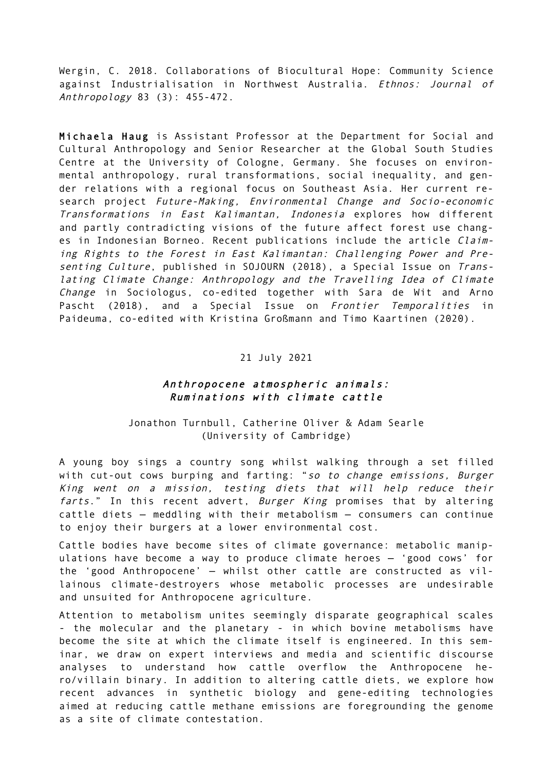Wergin, C. 2018. Collaborations of Biocultural Hope: Community Science against Industrialisation in Northwest Australia. *Ethnos: Journal of Anthropology* 83 (3): 455-472.

**Michaela Haug** is Assistant Professor at the Department for Social and Cultural Anthropology and Senior Researcher at the Global South Studies Centre at the University of Cologne, Germany. She focuses on environmental anthropology, rural transformations, social inequality, and gender relations with a regional focus on Southeast Asia. Her current research project *Future-Making, Environmental Change and Socio-economic Transformations in East Kalimantan, Indonesia* explores how different and partly contradicting visions of the future affect forest use changes in Indonesian Borneo. Recent publications include the article *Claiming Rights to the Forest in East Kalimantan: Challenging Power and Presenting Culture*, published in SOJOURN (2018), a Special Issue on *Translating Climate Change: Anthropology and the Travelling Idea of Climate Change* in Sociologus, co-edited together with Sara de Wit and Arno Pascht (2018), and a Special Issue on *Frontier Temporalities* in Paideuma, co-edited with Kristina Großmann and Timo Kaartinen (2020).

21 July 2021

## *Anthropocene atmospheric animals: Ruminations with climate cattle*

Jonathon Turnbull, Catherine Oliver & Adam Searle
(University of Cambridge)

A young boy sings a country song whilst walking through a set filled with cut-out cows burping and farting: "*so to change emissions, Burger King went on a mission, testing diets that will help reduce their farts.*" In this recent advert, *Burger King* promises that by altering cattle diets – meddling with their metabolism – consumers can continue to enjoy their burgers at a lower environmental cost.

Cattle bodies have become sites of climate governance: metabolic manipulations have become a way to produce climate heroes – 'good cows' for the 'good Anthropocene' – whilst other cattle are constructed as villainous climate-destroyers whose metabolic processes are undesirable and unsuited for Anthropocene agriculture.

Attention to metabolism unites seemingly disparate geographical scales - the molecular and the planetary - in which bovine metabolisms have become the site at which the climate itself is engineered. In this seminar, we draw on expert interviews and media and scientific discourse analyses to understand how cattle overflow the Anthropocene hero/villain binary. In addition to altering cattle diets, we explore how recent advances in synthetic biology and gene-editing technologies aimed at reducing cattle methane emissions are foregrounding the genome as a site of climate contestation.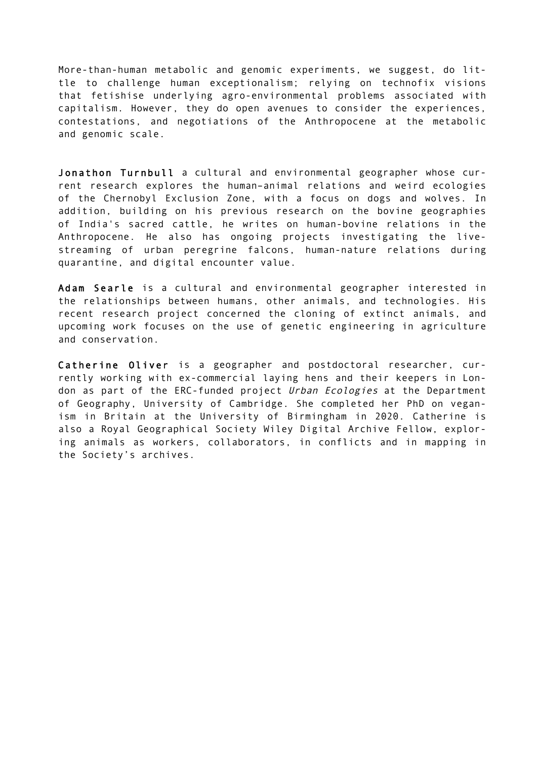More-than-human metabolic and genomic experiments, we suggest, do little to challenge human exceptionalism; relying on technofix visions that fetishise underlying agro-environmental problems associated with capitalism. However, they do open avenues to consider the experiences, contestations, and negotiations of the Anthropocene at the metabolic and genomic scale.

**Jonathon Turnbull** a cultural and environmental geographer whose current research explores the human–animal relations and weird ecologies of the Chernobyl Exclusion Zone, with a focus on dogs and wolves. In addition, building on his previous research on the bovine geographies of India's sacred cattle, he writes on human-bovine relations in the Anthropocene. He also has ongoing projects investigating the live-streaming of urban peregrine falcons, human-nature relations during quarantine, and digital encounter value.

**Adam Searle** is a cultural and environmental geographer interested in the relationships between humans, other animals, and technologies. His recent research project concerned the cloning of extinct animals, and upcoming work focuses on the use of genetic engineering in agriculture and conservation.

**Catherine Oliver** is a geographer and postdoctoral researcher, currently working with ex-commercial laying hens and their keepers in London as part of the ERC-funded project *Urban Ecologies* at the Department of Geography, University of Cambridge. She completed her PhD on veganism in Britain at the University of Birmingham in 2020. Catherine is also a Royal Geographical Society Wiley Digital Archive Fellow, exploring animals as workers, collaborators, in conflicts and in mapping in the Society's archives.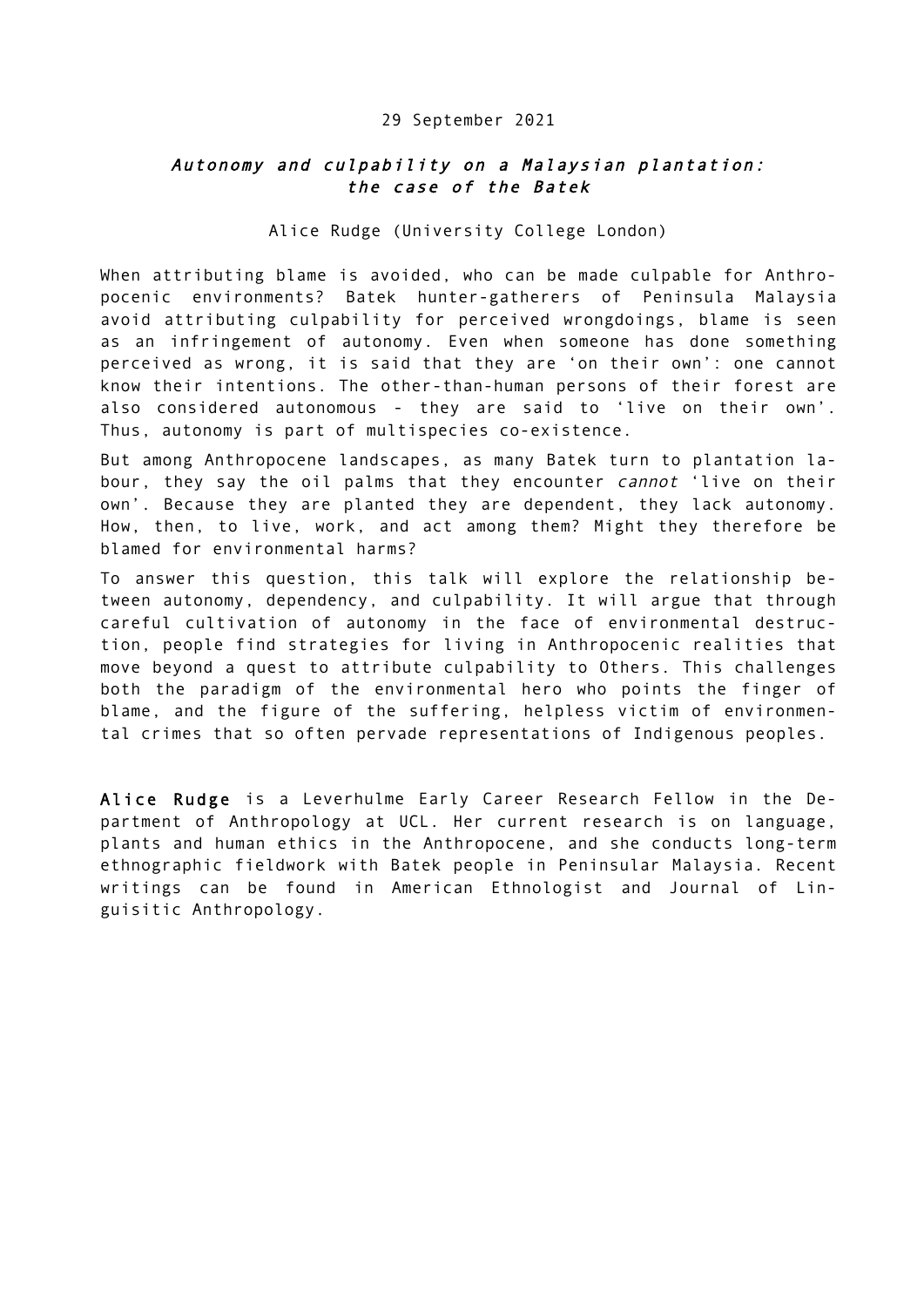29 September 2021

## *Autonomy and culpability on a Malaysian plantation: the case of the Batek*

Alice Rudge (University College London)

When attributing blame is avoided, who can be made culpable for Anthropocenic environments? Batek hunter-gatherers of Peninsula Malaysia avoid attributing culpability for perceived wrongdoings, blame is seen as an infringement of autonomy. Even when someone has done something perceived as wrong, it is said that they are ‘on their own’: one cannot know their intentions. The other-than-human persons of their forest are also considered autonomous - they are said to ‘live on their own’. Thus, autonomy is part of multispecies co-existence.

But among Anthropocene landscapes, as many Batek turn to plantation labour, they say the oil palms that they encounter *cannot* ‘live on their own’. Because they are planted they are dependent, they lack autonomy. How, then, to live, work, and act among them? Might they therefore be blamed for environmental harms?

To answer this question, this talk will explore the relationship between autonomy, dependency, and culpability. It will argue that through careful cultivation of autonomy in the face of environmental destruction, people find strategies for living in Anthropocenic realities that move beyond a quest to attribute culpability to Others. This challenges both the paradigm of the environmental hero who points the finger of blame, and the figure of the suffering, helpless victim of environmental crimes that so often pervade representations of Indigenous peoples.

**Alice Rudge** is a Leverhulme Early Career Research Fellow in the Department of Anthropology at UCL. Her current research is on language, plants and human ethics in the Anthropocene, and she conducts long-term ethnographic fieldwork with Batek people in Peninsular Malaysia. Recent writings can be found in American Ethnologist and Journal of Linguisitic Anthropology.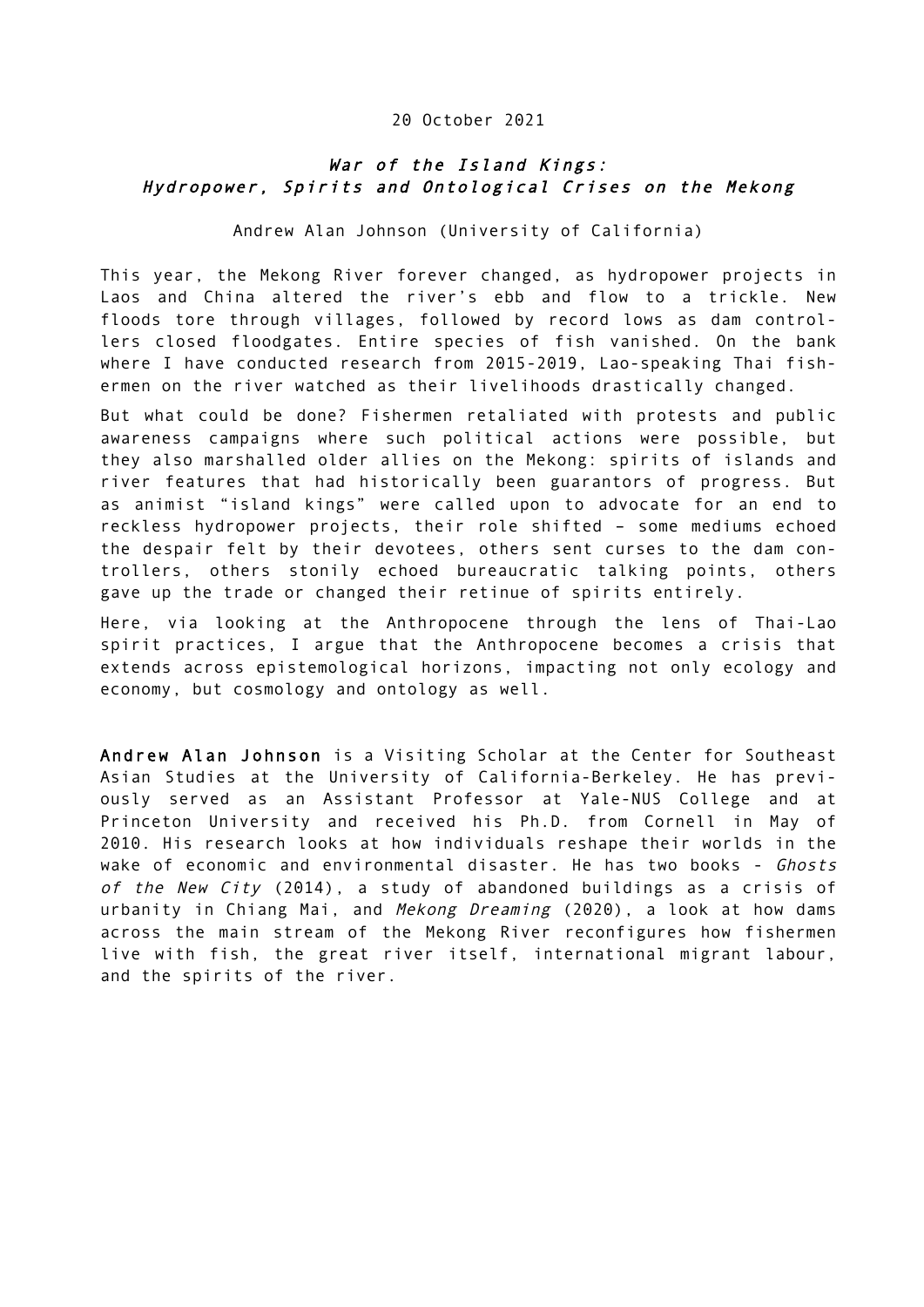20 October 2021

## *War of the Island Kings: Hydropower, Spirits and Ontological Crises on the Mekong*

Andrew Alan Johnson (University of California)

This year, the Mekong River forever changed, as hydropower projects in Laos and China altered the river's ebb and flow to a trickle. New floods tore through villages, followed by record lows as dam controllers closed floodgates. Entire species of fish vanished. On the bank where I have conducted research from 2015-2019, Lao-speaking Thai fishermen on the river watched as their livelihoods drastically changed.

But what could be done? Fishermen retaliated with protests and public awareness campaigns where such political actions were possible, but they also marshalled older allies on the Mekong: spirits of islands and river features that had historically been guarantors of progress. But as animist "island kings" were called upon to advocate for an end to reckless hydropower projects, their role shifted – some mediums echoed the despair felt by their devotees, others sent curses to the dam controllers, others stonily echoed bureaucratic talking points, others gave up the trade or changed their retinue of spirits entirely.

Here, via looking at the Anthropocene through the lens of Thai-Lao spirit practices, I argue that the Anthropocene becomes a crisis that extends across epistemological horizons, impacting not only ecology and economy, but cosmology and ontology as well.

**Andrew Alan Johnson** is a Visiting Scholar at the Center for Southeast Asian Studies at the University of California-Berkeley. He has previously served as an Assistant Professor at Yale-NUS College and at Princeton University and received his Ph.D. from Cornell in May of 2010. His research looks at how individuals reshape their worlds in the wake of economic and environmental disaster. He has two books - *Ghosts of the New City* (2014), a study of abandoned buildings as a crisis of urbanity in Chiang Mai, and *Mekong Dreaming* (2020), a look at how dams across the main stream of the Mekong River reconfigures how fishermen live with fish, the great river itself, international migrant labour, and the spirits of the river.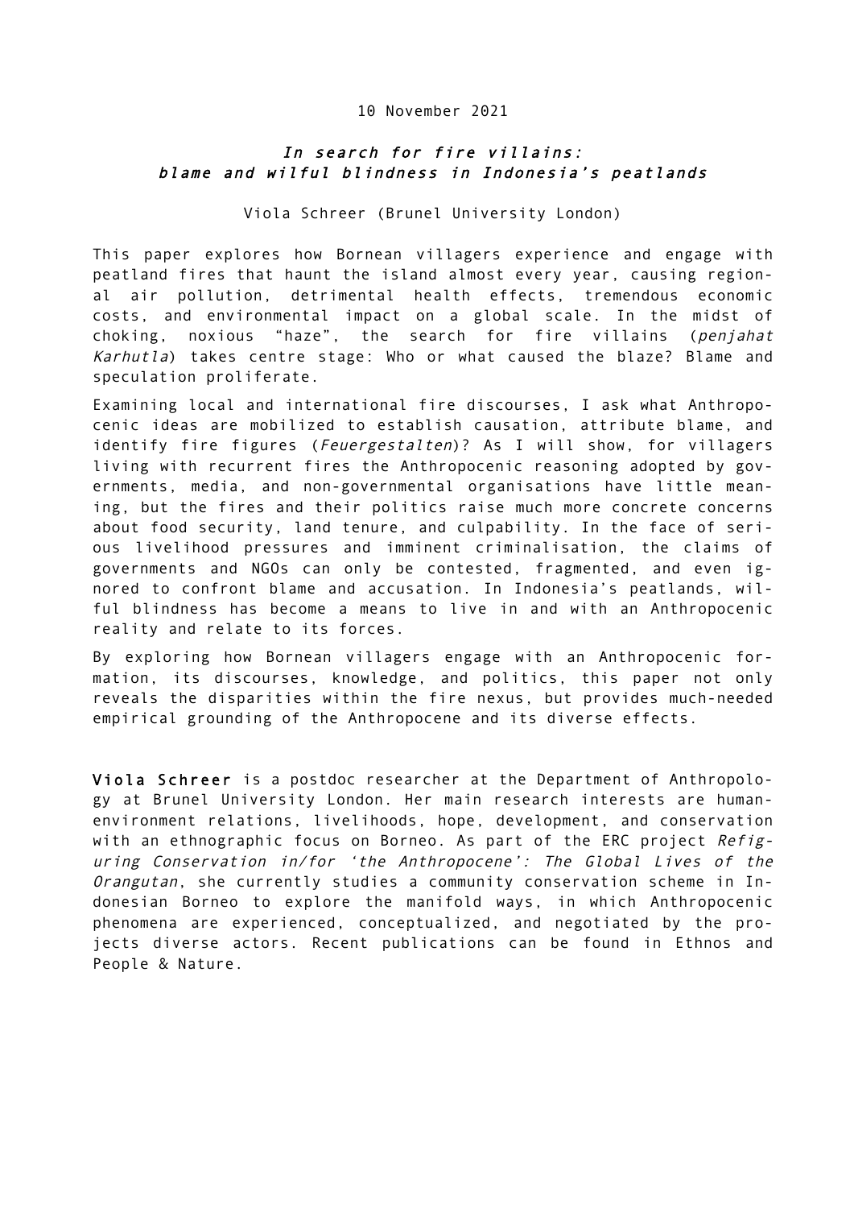10 November 2021

## *In search for fire villains: blame and wilful blindness in Indonesia's peatlands*

Viola Schreer (Brunel University London)

This paper explores how Bornean villagers experience and engage with peatland fires that haunt the island almost every year, causing regional air pollution, detrimental health effects, tremendous economic costs, and environmental impact on a global scale. In the midst of choking, noxious "haze", the search for fire villains (*penjahat Karhutla*) takes centre stage: Who or what caused the blaze? Blame and speculation proliferate.

Examining local and international fire discourses, I ask what Anthropocenic ideas are mobilized to establish causation, attribute blame, and identify fire figures (*Feuergestalten*)? As I will show, for villagers living with recurrent fires the Anthropocenic reasoning adopted by governments, media, and non-governmental organisations have little meaning, but the fires and their politics raise much more concrete concerns about food security, land tenure, and culpability. In the face of serious livelihood pressures and imminent criminalisation, the claims of governments and NGOs can only be contested, fragmented, and even ignored to confront blame and accusation. In Indonesia's peatlands, wilful blindness has become a means to live in and with an Anthropocenic reality and relate to its forces.

By exploring how Bornean villagers engage with an Anthropocenic formation, its discourses, knowledge, and politics, this paper not only reveals the disparities within the fire nexus, but provides much-needed empirical grounding of the Anthropocene and its diverse effects.

**Viola Schreer** is a postdoc researcher at the Department of Anthropology at Brunel University London. Her main research interests are human-environment relations, livelihoods, hope, development, and conservation with an ethnographic focus on Borneo. As part of the ERC project *Refiguring Conservation in/for 'the Anthropocene': The Global Lives of the Orangutan*, she currently studies a community conservation scheme in Indonesian Borneo to explore the manifold ways, in which Anthropocenic phenomena are experienced, conceptualized, and negotiated by the projects diverse actors. Recent publications can be found in Ethnos and People & Nature.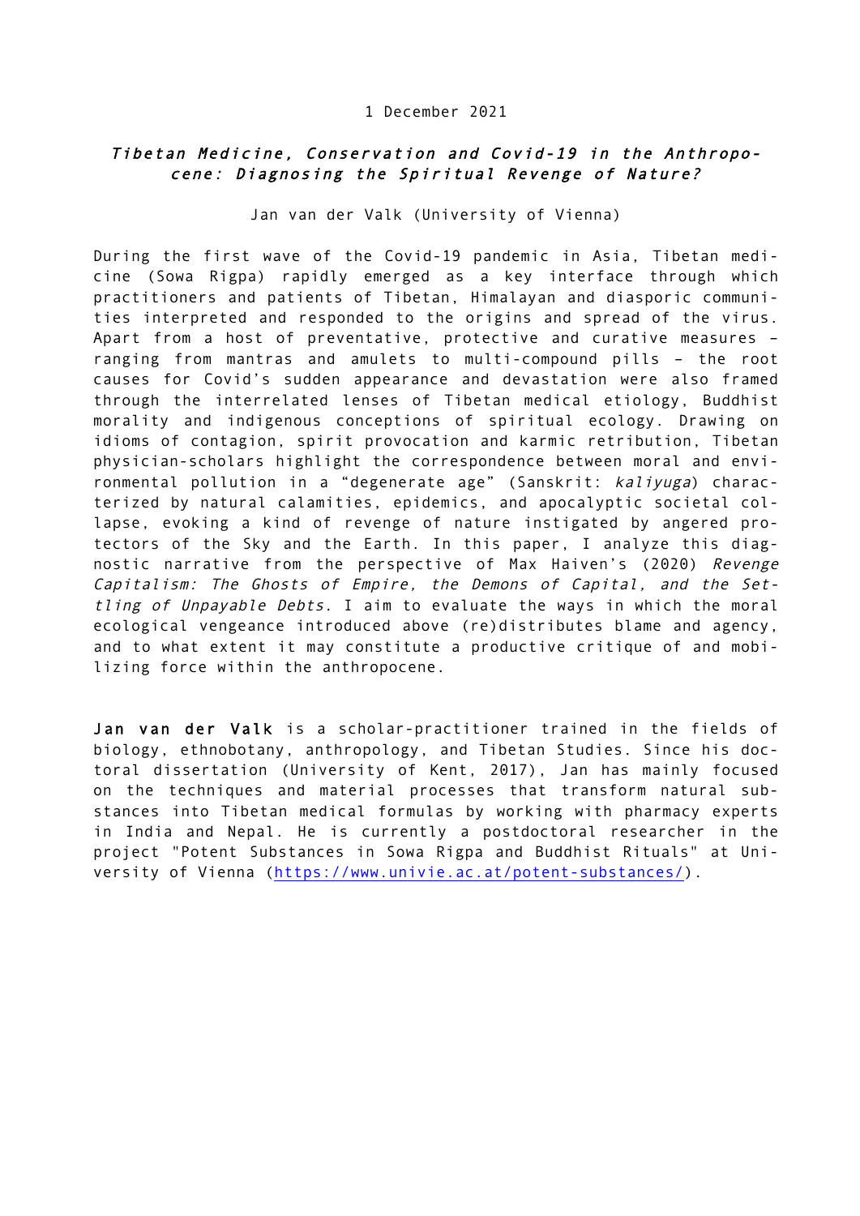1 December 2021

### *Tibetan Medicine, Conservation and Covid-19 in the Anthropocene: Diagnosing the Spiritual Revenge of Nature?*

Jan van der Valk (University of Vienna)

During the first wave of the Covid-19 pandemic in Asia, Tibetan medicine (Sowa Rigpa) rapidly emerged as a key interface through which practitioners and patients of Tibetan, Himalayan and diasporic communities interpreted and responded to the origins and spread of the virus. Apart from a host of preventative, protective and curative measures – ranging from mantras and amulets to multi-compound pills – the root causes for Covid's sudden appearance and devastation were also framed through the interrelated lenses of Tibetan medical etiology, Buddhist morality and indigenous conceptions of spiritual ecology. Drawing on idioms of contagion, spirit provocation and karmic retribution, Tibetan physician-scholars highlight the correspondence between moral and environmental pollution in a "degenerate age" (Sanskrit: *kaliyuga*) characterized by natural calamities, epidemics, and apocalyptic societal collapse, evoking a kind of revenge of nature instigated by angered protectors of the Sky and the Earth. In this paper, I analyze this diagnostic narrative from the perspective of Max Haiven's (2020) *Revenge Capitalism: The Ghosts of Empire, the Demons of Capital, and the Settling of Unpayable Debts*. I aim to evaluate the ways in which the moral ecological vengeance introduced above (re)distributes blame and agency, and to what extent it may constitute a productive critique of and mobilizing force within the anthropocene.

**Jan van der Valk** is a scholar-practitioner trained in the fields of biology, ethnobotany, anthropology, and Tibetan Studies. Since his doctoral dissertation (University of Kent, 2017), Jan has mainly focused on the techniques and material processes that transform natural substances into Tibetan medical formulas by working with pharmacy experts in India and Nepal. He is currently a postdoctoral researcher in the project "Potent Substances in Sowa Rigpa and Buddhist Rituals" at University of Vienna (https://www.univie.ac.at/potent-substances/).